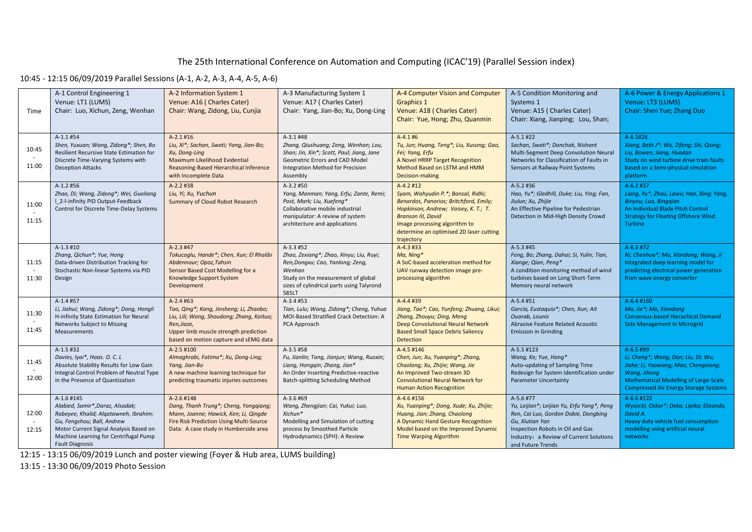# The 25th International Conference on Automation and Computing (ICAC'19) (Parallel Session index)

10:45 - 12:15 06/09/2019 Parallel Sessions (A-1, A-2, A-3, A-4, A-5, A-6)

| Time | A-1 Control Engineering 1<br>Venue: LT1 (LUMS)<br>Chair: Luo, Xichun, Zeng, Wenhan | A-2 Information System 1<br>Venue: A16 ( Charles Cater)<br>Chair: Wang, Zidong, Liu, Cunjia | A-3 Manufacturing System 1<br>Venue: A17 ( Charles Cater)<br>Chair: Yang, Jian-Bo; Xu, Dong-Ling | A-4 Computer Vision and Computer Graphics 1<br>Venue: A18 ( Charles Cater)<br>Chair: Yue, Hong; Zhu, Quanmin | A-5 Condition Monitoring and Systems 1<br>Venue: A15 ( Charles Cater)<br>Chair: Xiang, Jianping; Lou, Shan; | A-6 Power & Energy Applications 1<br>Venue: LT3 (LUMS)<br>Chair: Shen Yue; Zhang Duo |
|---|---|---|---|---|---|---|
| 10:45 - 11:00 | A-1.1 #54<br>*Shen, Yuxuan; Wang, Zidong*; Shen, Bo*<br>Resilient Recursive State Estimation for Discrete Time-Varying Systems with Deception Attacks | A-2.1 #16<br>*Liu, Xi*; Sachan, Swati; Yang, Jian-Bo; Xu, Dong-Ling*<br>Maximum Likelihood Evidential Reasoning-Based Hierarchical Inference with Incomplete Data | A-3.1 #48<br>*Zhang, Qiushuang; Zeng, Wenhan; Lou, Shan; Jin, Xin*; Scott, Paul; Jiang, Jane*<br>Geometric Errors and CAD Model Integration Method for Precision Assembly | A-4.1 #6<br>*Tu, Jun; Huang, Teng*; Liu, Xusong; Gao, Fei; Yang, Erfu*<br>A Novel HRRP Target Recognition Method Based on LSTM and HMM Decision-making | A-5.1 #22<br>*Sachan, Swati*; Donchak, Nishant*<br>Multi-Segment Deep Convolution Neural Networks for Classification of Faults in Sensors at Railway Point Systems | A-6.1#26<br>*Xiang, Beth J*; Wu, Zifeng; Shi, Qiong; Liu, Bowen; Jiang, Huadan*<br>Study on wind turbine drive train faults based on a Semi-physical simulation platform |
| 11:00 - 11:15 | A-1.2 #56<br>*Zhao, Di; Wang, Zidong*; Wei, Guoliang*<br>l_2-l-infinity PID Output-Feedback Control for Discrete Time-Delay Systems | A-2.2 #38<br>*Liu, Yi; Xu, Yuchun*<br>Summary of Cloud Robot Research | A-3.2 #50<br>*Yang, Manman; Yang, Erfu; Zante, Remi; Post, Mark; Liu, Xuefeng**<br>Collaborative mobile industrial manipulator: A review of system architecture and applications | A-4.2 #12<br>*Syam, Wahyudin P.*; Bansal, Ridhi; Benardos, Panorios; Britchford, Emily; Hopkinson, Andrew; Voisey, K. T.; T. Branson III, David*<br>Image processing algorithm to determine an optimised 2D laser cutting trajectory | A-5.2 #36<br>*Hao, Yu*; Gledhill, Duke; Liu, Ying; Fan, Jiulun; Xu, Zhijie*<br>An Effective Pipeline for Pedestrian Detection in Mid-High Density Crowd | A-6.2 #37<br>*Liang, Yu*; Zhou, Lawu; Han, Bing; Yang, Binyou; Luo, Bingqian*<br>An Individual Blade Pitch Control Strategy for Floating Offshore Wind Turbine |
| 11:15 - 11:30 | A-1.3 #10<br>*Zhang, Qichun*; Yue, Hong*<br>Data-driven Distribution Tracking for Stochastic Non-linear Systems via PID Design | A-2.3 #47<br>*Tokucoglu, Hande*; Chen, Xun; El Rhalibi Abdennour; Opoz,Tahsin*<br>Sensor Based Cost Modelling for a Knowledge Support System Development | A-3.3 #52<br>*Zhao, Zexiang*; Zhao, Xinyu; Liu, Ruyi; Ren,Dongxu; Cao, Yanlong; Zeng, Wenhan*<br>Study on the measurement of global sizes of cylindrical parts using Talyrond 585LT | A-4.3 #33<br>*Ma, Ning**<br>A SoC-based acceleration method for UAV runway detection image pre-processing algorithm | A-5.3 #45<br>*Feng, Bo; Zhang, Dahai; Si, Yulin; Tian, Xiange; Qian, Peng**<br>A condition monitoring method of wind turbines based on Long Short-Term Memory neural network | A-6.3 #72<br>*Ni, Chenhua*; Ma, Xiandong; Wang, Ji*<br>Integrated deep learning model for predicting electrical power generation from wave energy converter |
| 11:30 - 11:45 | A-1.4 #57<br>*Li, Jiahui; Wang, Zidong*; Dong, Hongli*<br>H-infinity State Estimation for Neural Networks Subject to Missing Measurements | A-2.4 #63<br>*Tao, Qing*; Kang, Jinsheng; Li, Zhaobo; Liu, Lili; Wang, Shoudong; Zhang, Kaituo; Ren,Jiaze,*<br>Upper limb muscle strength prediction based on motion capture and sEMG data | A-3.4 #53<br>*Tian, Lulu; Wang, Zidong*; Cheng, Yuhua*<br>MOI-Based Stratified Crack Detection: A PCA Approach | A-4.4 #39<br>*Jiang, Tao*; Cao, Yunfeng; Zhuang, Likui; Zhang, Zhouyu; Ding, Meng*<br>Deep Convolutional Neural Network Based Small Space Debris Saliency Detection | A-5.4 #51<br>*García, Eustaquio*; Chen, Xun; Ait Ouarab, Lounis*<br>Abrasive Feature Related Acoustic Emission in Grinding | A-6.4 #160<br>*Ma, Jie*; Ma, Xiandong*<br>Consensus-based Hierachical Demand Side Management in Microgrid |
| 11:45 - 12:00 | A-1.5 #32<br>*Davies, Iyai*, Haas. O. C. L*<br>Absolute Stability Results for Low Gain Integral Control Problem of Neutral Type in the Presence of Quantization | A-2.5 #100<br>*Almaghrabi, Fatima*; Xu, Dong-Ling; Yang, Jian-Bo*<br>A new machine learning technique for predicting traumatic injuries outcomes | A-3.5 #58<br>*Fu, Jianlin; Tang, Jianjun; Wang, Ruoxin; Liang, Hongqin; Zhang, Jian**<br>An Order Inserting Predictive-reactive Batch-splitting Scheduling Method | A-4.5 #146<br>*Chen, Jun; Xu, Yuanping*; Zhang, Chaolong; Xu, Zhijie; Wang, Jie*<br>An Improved Two-stream 3D Convolutional Neural Network for Human Action Recognition | A-5.5 #123<br>*Wang, Ke; Yue, Hong**<br>Auto-updating of Sampling Time Redesign for System Identification under Parameter Uncertainty | A-6.5 #99<br>*Li, Cheng*; Wang, Dan; Liu, Di; Wu, Jiahe; Li, Yaowang; Mao, Chengxiong; Wang, Jihong*<br>Mathematical Modelling of Large-Scale Compressed Air Energy Storage Systems |
| 12:00 - 12:15 | A-1.6 #145<br>*Alabied, Samir*,Daraz, Alsadak; Rabeyee, Khalid; Alqatawneh, Ibrahim; Gu, Fengshou; Ball, Andrew*<br>Motor Current Signal Analysis Based on Machine Learning for Centrifugal Pump Fault Diagnosis | A-2.6 #148<br>*Dang, Thanh Trung*; Cheng, Yongqiang; Mann, Joanne; Hawick, Ken; Li, Qingde*<br>Fire Risk Prediction Using Multi-Source Data: A case study in Humberside area | A-3.6 #69<br>*Wang, Zhengjian; Cai, Yukui; Luo, Xichun**<br>Modelling and Simulation of cutting process by Smoothed Particle Hydrodynamics (SPH): A Review | A-4.6 #156<br>*Xu, Yuanping*; Dong, Xude; Xu, Zhijie; Huang, Jian; Zhang, Chaolong*<br>A Dynamic Hand Gesture Recognition Model based on the Improved Dynamic Time Warping Algorithm | A-5.6 #77<br>*Yu, Leijian*; Leijian Yu, Erfu Yang*, Peng Ren, Cai Luo, Gordon Dobie, Dongbing Gu, Xiutian Yan*<br>Inspection Robots in Oil and Gas Industry: a Review of Current Solutions and Future Trends | A-6.6 #122<br>*Wysocki, Oskar*; Deka, Lipika; Elizondo, David A.*<br>Heavy duty vehicle fuel consumption modelling using artificial neural networks |

12:15 - 13:15 06/09/2019 Lunch and poster viewing (Foyer & Hub area, LUMS building)

13:15 - 13:30 06/09/2019 Photo Session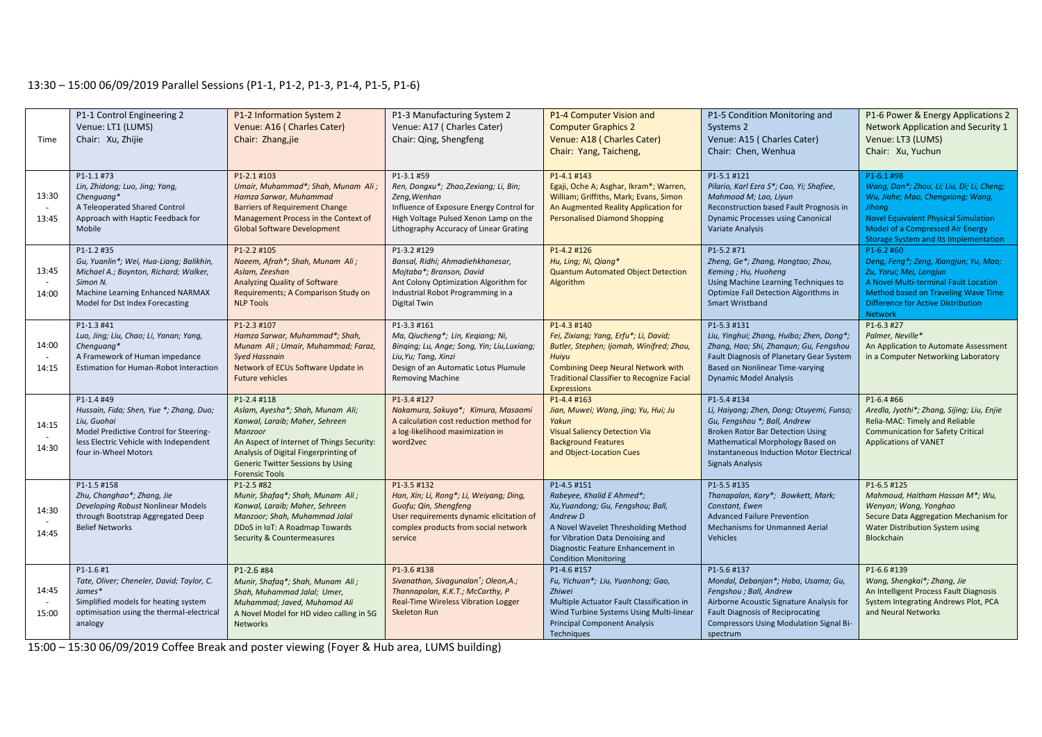13:30 – 15:00 06/09/2019 Parallel Sessions (P1-1, P1-2, P1-3, P1-4, P1-5, P1-6)

| Time | P1-1 Control Engineering 2<br>Venue: LT1 (LUMS)<br>Chair: Xu, Zhijie | P1-2 Information System 2<br>Venue: A16 ( Charles Cater)<br>Chair: Zhang,jie | P1-3 Manufacturing System 2<br>Venue: A17 ( Charles Cater)<br>Chair: Qing, Shengfeng | P1-4 Computer Vision and Computer Graphics 2<br>Venue: A18 ( Charles Cater)<br>Chair: Yang, Taicheng, | P1-5 Condition Monitoring and Systems 2<br>Venue: A15 ( Charles Cater)<br>Chair: Chen, Wenhua | P1-6 Power & Energy Applications 2 Network Application and Security 1<br>Venue: LT3 (LUMS)<br>Chair: Xu, Yuchun |
|---|---|---|---|---|---|---|
| 13:30 - 13:45 | P1-1.1 #73<br>*Lin, Zhidong; Luo, Jing; Yang, Chenguang**<br>A Teleoperated Shared Control Approach with Haptic Feedback for Mobile | P1-2.1 #103<br>*Umair, Muhammad*; Shah, Munam Ali ; Hamza Sarwar, Muhammad*<br>Barriers of Requirement Change Management Process in the Context of Global Software Development | P1-3.1 #59<br>*Ren, Dongxu*; Zhao,Zexiang; Li, Bin; Zeng,Wenhan*<br>Influence of Exposure Energy Control for High Voltage Pulsed Xenon Lamp on the Lithography Accuracy of Linear Grating | P1-4.1 #143<br>*Egaji, Oche A; Asghar, Ikram*; Warren, William; Griffiths, Mark; Evans, Simon*<br>An Augmented Reality Application for Personalised Diamond Shopping | P1-5.1 #121<br>*Pilario, Karl Ezra S*; Cao, Yi; Shafiee, Mahmood M; Lao, Liyun*<br>Reconstruction based Fault Prognosis in Dynamic Processes using Canonical Variate Analysis | P1-6.1 #98<br>*Wang, Dan*; Zhou, Li; Liu, Di; Li, Cheng; Wu, Jiahe; Mao, Chengxiong; Wang, Jihong*<br>Novel Equivalent Physical Simulation Model of a Compressed Air Energy Storage System and Its Implementation |
| 13:45 - 14:00 | P1-1.2 #35<br>*Gu, Yuanlin*; Wei, Hua-Liang; Balikhin, Michael A.; Boynton, Richard; Walker, Simon N.*<br>Machine Learning Enhanced NARMAX Model for Dst Index Forecasting | P1-2.2 #105<br>*Naeem, Afrah*; Shah, Munam Ali ; Aslam, Zeeshan*<br>Analyzing Quality of Software Requirements; A Comparison Study on NLP Tools | P1-3.2 #129<br>*Bansal, Ridhi; Ahmadiehkhanesar, Mojtaba*; Branson, David*<br>Ant Colony Optimization Algorithm for Industrial Robot Programming in a Digital Twin | P1-4.2 #126<br>*Hu, Ling; Ni, Qiang**<br>Quantum Automated Object Detection Algorithm | P1-5.2 #71<br>*Zheng, Ge*; Zhang, Hongtao; Zhou, Keming ; Hu, Huoheng*<br>Using Machine Learning Techniques to Optimize Fall Detection Algorithms in Smart Wristband | P1-6.2 #60<br>*Deng, Feng*; Zeng, Xiangjun; Yu, Mao; Zu, Yarui; Mei, Longjun*<br>A Novel Multi-terminal Fault Location Method based on Traveling Wave Time Difference for Active Distribution Network |
| 14:00 - 14:15 | P1-1.3 #41<br>*Luo, Jing; Liu, Chao; Li, Yanan; Yang, Chenguang**<br>A Framework of Human impedance Estimation for Human-Robot Interaction | P1-2.3 #107<br>*Hamza Sarwar, Muhammad*; Shah, Munam Ali ; Umair, Muhammad; Faraz, Syed Hassnain*<br>Network of ECUs Software Update in Future vehicles | P1-3.3 #161<br>*Ma, Qiucheng*; Lin, Keqiang; Ni, Binqing; Lu, Ange; Song, Yin; Liu,Luxiang; Liu,Yu; Tang, Xinzi*<br>Design of an Automatic Lotus Plumule Removing Machine | P1-4.3 #140<br>*Fei, Zixiang; Yang, Erfu*; Li, David; Butler, Stephen; Ijomah, Winifred; Zhou, Huiyu*<br>Combining Deep Neural Network with Traditional Classifier to Recognize Facial Expressions | P1-5.3 #131<br>*Liu, Yinghui; Zhang, Huibo; Zhen, Dong*; Zhang, Hao; Shi, Zhanqun; Gu, Fengshou*<br>Fault Diagnosis of Planetary Gear System Based on Nonlinear Time-varying Dynamic Model Analysis | P1-6.3 #27<br>*Palmer, Neville**<br>An Application to Automate Assessment in a Computer Networking Laboratory |
| 14:15 - 14:30 | P1-1.4 #49<br>*Hussain, Fida; Shen, Yue *; Zhang, Duo; Liu, Guohai*<br>Model Predictive Control for Steering-less Electric Vehicle with Independent four in-Wheel Motors | P1-2.4 #118<br>*Aslam, Ayesha*; Shah, Munam Ali; Kanwal, Laraib; Maher, Sehreen Manzoor*<br>An Aspect of Internet of Things Security: Analysis of Digital Fingerprinting of Generic Twitter Sessions by Using Forensic Tools | P1-3.4 #127<br>*Nakamura, Sakuya*; Kimura, Masaomi*<br>A calculation cost reduction method for a log-likelihood maximization in word2vec | P1-4.4 #163<br>*Jian, Muwei; Wang, jing; Yu, Hui; Ju Yakun*<br>Visual Saliency Detection Via Background Features and Object-Location Cues | P1-5.4 #134<br>*Li, Haiyang; Zhen, Dong; Otuyemi, Funso; Gu, Fengshou *; Ball, Andrew*<br>Broken Rotor Bar Detection Using Mathematical Morphology Based on Instantaneous Induction Motor Electrical Signals Analysis | P1-6.4 #66<br>*Aredla, Jyothi*; Zhang, Sijing; Liu, Enjie*<br>Relia-MAC: Timely and Reliable Communication for Safety Critical Applications of VANET |
| 14:30 - 14:45 | P1-1.5 #158<br>*Zhu, Changhao*; Zhang, Jie*<br>Developing Robust Nonlinear Models through Bootstrap Aggregated Deep Belief Networks | P1-2.5 #82<br>*Munir, Shafaq*; Shah, Munam Ali ; Kanwal, Laraib; Maher, Sehreen Manzoor; Shah, Muhammad Jalal*<br>DDoS in IoT: A Roadmap Towards Security & Countermeasures | P1-3.5 #132<br>*Han, Xin; Li, Rong*; Li, Weiyang; Ding, Guofu; Qin, Shengfeng*<br>User requirements dynamic elicitation of complex products from social network service | P1-4.5 #151<br>*Rabeyee, Khalid E Ahmed*; Xu,Yuandong; Gu, Fengshou; Ball, Andrew D*<br>A Novel Wavelet Thresholding Method for Vibration Data Denoising and Diagnostic Feature Enhancement in Condition Monitoring | P1-5.5 #135<br>*Thanapalan, Kary*; Bowkett, Mark; Constant, Ewen*<br>Advanced Failure Prevention Mechanisms for Unmanned Aerial Vehicles | P1-6.5 #125<br>*Mahmoud, Haitham Hassan M*; Wu, Wenyan; Wang, Yonghao*<br>Secure Data Aggregation Mechanism for Water Distribution System using Blockchain |
| 14:45 - 15:00 | P1-1.6 #1<br>*Tate, Oliver; Cheneler, David; Taylor, C. James**<br>Simplified models for heating system optimisation using the thermal-electrical analogy | P1-2.6 #84<br>*Munir, Shafaq*; Shah, Munam Ali ; Shah, Muhammad Jalal; Umer, Muhammad; Javed, Muhamad Ali*<br>A Novel Model for HD video calling in 5G Networks | P1-3.6 #138<br>*Sivanathan, Sivagunalan*; Oleon,A.; Thannapalan, K.K.T.; McCarthy, P*<br>Real-Time Wireless Vibration Logger Skeleton Run | P1-4.6 #157<br>*Fu, Yichuan*; Liu, Yuanhong; Gao, Zhiwei*<br>Multiple Actuator Fault Classification in Wind Turbine Systems Using Multi-linear Principal Component Analysis Techniques | P1-5.6 #137<br>*Mondal, Debanjan*; Haba, Usama; Gu, Fengshou ; Ball, Andrew*<br>Airborne Acoustic Signature Analysis for Fault Diagnosis of Reciprocating Compressors Using Modulation Signal Bi-spectrum | P1-6.6 #139<br>*Wang, Shengkai*; Zhang, Jie*<br>An Intelligent Process Fault Diagnosis System Integrating Andrews Plot, PCA and Neural Networks |

15:00 – 15:30 06/09/2019 Coffee Break and poster viewing (Foyer & Hub area, LUMS building)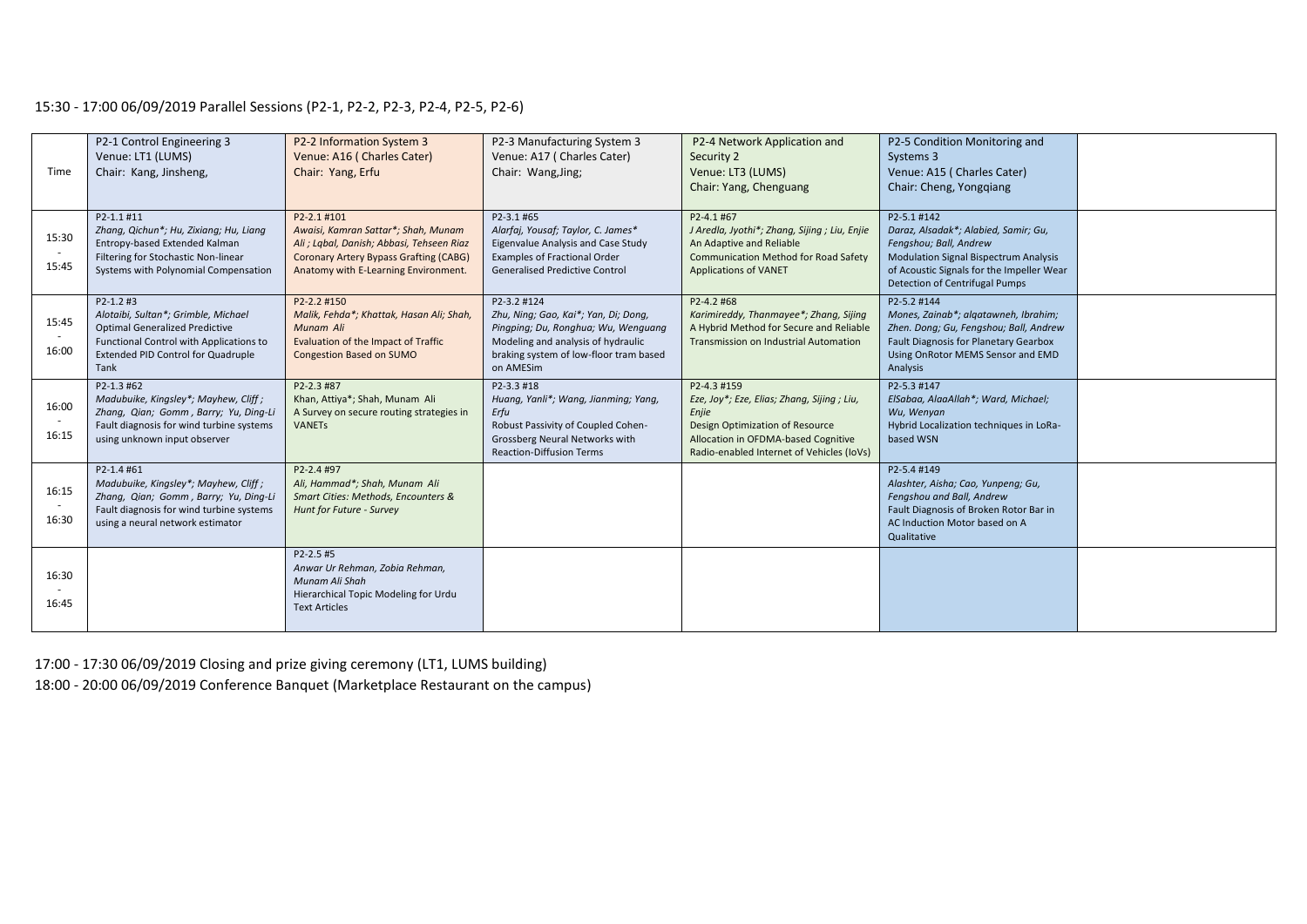15:30 - 17:00 06/09/2019 Parallel Sessions (P2-1, P2-2, P2-3, P2-4, P2-5, P2-6)

| Time | P2-1 Control Engineering 3<br>Venue: LT1 (LUMS)<br>Chair: Kang, Jinsheng, | P2-2 Information System 3<br>Venue: A16 ( Charles Cater)<br>Chair: Yang, Erfu | P2-3 Manufacturing System 3<br>Venue: A17 ( Charles Cater)<br>Chair: Wang,Jing; | P2-4 Network Application and Security 2<br>Venue: LT3 (LUMS)<br>Chair: Yang, Chenguang | P2-5 Condition Monitoring and Systems 3<br>Venue: A15 ( Charles Cater)<br>Chair: Cheng, Yongqiang | |
|---|---|---|---|---|---|---|
| 15:30<br>-<br>15:45 | P2-1.1 #11<br>*Zhang, Qichun*; Hu, Zixiang; Hu, Liang*<br>Entropy-based Extended Kalman Filtering for Stochastic Non-linear Systems with Polynomial Compensation | P2-2.1 #101<br>*Awaisi, Kamran Sattar*; Shah, Munam Ali ; Lqbal, Danish; Abbasi, Tehseen Riaz*<br>Coronary Artery Bypass Grafting (CABG) Anatomy with E-Learning Environment. | P2-3.1 #65<br>*Alarfaj, Yousaf; Taylor, C. James**<br>Eigenvalue Analysis and Case Study Examples of Fractional Order Generalised Predictive Control | P2-4.1 #67<br>*J Aredla, Jyothi*; Zhang, Sijing ; Liu, Enjie*<br>An Adaptive and Reliable Communication Method for Road Safety Applications of VANET | P2-5.1 #142<br>*Daraz, Alsadak*; Alabied, Samir; Gu, Fengshou; Ball, Andrew*<br>Modulation Signal Bispectrum Analysis of Acoustic Signals for the Impeller Wear Detection of Centrifugal Pumps | |
| 15:45<br>-<br>16:00 | P2-1.2 #3<br>*Alotaibi, Sultan*; Grimble, Michael*<br>Optimal Generalized Predictive Functional Control with Applications to Extended PID Control for Quadruple Tank | P2-2.2 #150<br>*Malik, Fehda*; Khattak, Hasan Ali; Shah, Munam Ali*<br>Evaluation of the Impact of Traffic Congestion Based on SUMO | P2-3.2 #124<br>*Zhu, Ning; Gao, Kai*; Yan, Di; Dong, Pingping; Du, Ronghua; Wu, Wenguang*<br>Modeling and analysis of hydraulic braking system of low-floor tram based on AMESim | P2-4.2 #68<br>*Karimireddy, Thanmayee*; Zhang, Sijing*<br>A Hybrid Method for Secure and Reliable Transmission on Industrial Automation | P2-5.2 #144<br>*Mones, Zainab*; alqatawneh, Ibrahim; Zhen. Dong; Gu, Fengshou; Ball, Andrew*<br>Fault Diagnosis for Planetary Gearbox Using OnRotor MEMS Sensor and EMD Analysis | |
| 16:00<br>-<br>16:15 | P2-1.3 #62<br>*Madubuike, Kingsley*; Mayhew, Cliff ; Zhang, Qian; Gomm , Barry; Yu, Ding-Li*<br>Fault diagnosis for wind turbine systems using unknown input observer | P2-2.3 #87<br>Khan, Attiya*; Shah, Munam Ali<br>A Survey on secure routing strategies in VANETs | P2-3.3 #18<br>*Huang, Yanli*; Wang, Jianming; Yang, Erfu*<br>Robust Passivity of Coupled Cohen-Grossberg Neural Networks with Reaction-Diffusion Terms | P2-4.3 #159<br>*Eze, Joy*; Eze, Elias; Zhang, Sijing ; Liu, Enjie*<br>Design Optimization of Resource Allocation in OFDMA-based Cognitive Radio-enabled Internet of Vehicles (IoVs) | P2-5.3 #147<br>*ElSabaa, AlaaAllah*; Ward, Michael; Wu, Wenyan*<br>Hybrid Localization techniques in LoRa-based WSN | |
| 16:15<br>-<br>16:30 | P2-1.4 #61<br>*Madubuike, Kingsley*; Mayhew, Cliff ; Zhang, Qian; Gomm , Barry; Yu, Ding-Li*<br>Fault diagnosis for wind turbine systems using a neural network estimator | P2-2.4 #97<br>*Ali, Hammad*; Shah, Munam Ali*<br>*Smart Cities: Methods, Encounters & Hunt for Future - Survey* | | | P2-5.4 #149<br>*Alashter, Aisha; Cao, Yunpeng; Gu, Fengshou and Ball, Andrew*<br>Fault Diagnosis of Broken Rotor Bar in AC Induction Motor based on A Qualitative | |
| 16:30<br>-<br>16:45 | | P2-2.5 #5<br>*Anwar Ur Rehman, Zobia Rehman, Munam Ali Shah*<br>Hierarchical Topic Modeling for Urdu Text Articles | | | | |

17:00 - 17:30 06/09/2019 Closing and prize giving ceremony (LT1, LUMS building)

18:00 - 20:00 06/09/2019 Conference Banquet (Marketplace Restaurant on the campus)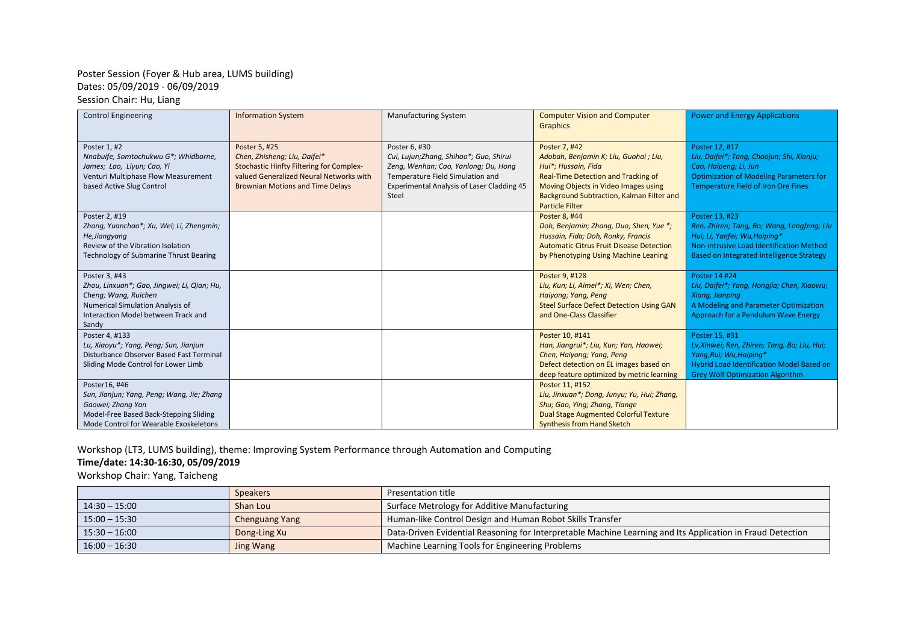Poster Session (Foyer & Hub area, LUMS building)
Dates: 05/09/2019 - 06/09/2019
Session Chair: Hu, Liang

| Control Engineering | Information System | Manufacturing System | Computer Vision and Computer Graphics | Power and Energy Applications |
|---|---|---|---|---|
| Poster 1, #2<br>*Nnabuife, Somtochukwu G*; Whidborne, James; Lao, Liyun; Cao, Yi*<br>Venturi Multiphase Flow Measurement based Active Slug Control | Poster 5, #25<br>*Chen, Zhisheng; Liu, Daifei**<br>Stochastic Hinfty Filtering for Complex-valued Generalized Neural Networks with Brownian Motions and Time Delays | Poster 6, #30<br>*Cui, Lujun;Zhang, Shihao*; Guo, Shirui Zeng, Wenhan; Cao, Yanlong; Du, Hong*<br>Temperature Field Simulation and Experimental Analysis of Laser Cladding 45 Steel | Poster 7, #42<br>*Adobah, Benjamin K; Liu, Guohai ; Liu, Hui*; Hussain, Fida*<br>Real-Time Detection and Tracking of Moving Objects in Video Images using Background Subtraction, Kalman Filter and Particle Filter | Poster 12, #17<br>*Liu, Daifei*; Tang, Chaojun; Shi, Xianju; Cao, Haipeng; Li, Jun*<br>Optimization of Modeling Parameters for Temperature Field of Iron Ore Fines |
| Poster 2, #19<br>*Zhang, Yuanchao*; Xu, Wei; Li, Zhengmin; He,Jiangyang*<br>Review of the Vibration Isolation Technology of Submarine Thrust Bearing | | | Poster 8, #44<br>*Doh, Benjamin; Zhang, Duo; Shen, Yue *; Hussain, Fida; Doh, Ronky, Francis*<br>Automatic Citrus Fruit Disease Detection by Phenotyping Using Machine Leaning | Poster 13, #23<br>*Ren, Zhiren; Tang, Bo; Wang, Longfeng; Liu Hui; Li, Yanfei; Wu,Haiping**<br>Non-intrusive Load Identification Method Based on Integrated Intelligence Strategy |
| Poster 3, #43<br>*Zhou, Linxuan*; Gao, Jingwei; Li, Qian; Hu, Cheng; Wang, Ruichen*<br>Numerical Simulation Analysis of Interaction Model between Track and Sandy | | | Poster 9, #128<br>*Liu, Kun; Li, Aimei*; Xi, Wen; Chen, Haiyong; Yang, Peng*<br>Steel Surface Defect Detection Using GAN and One-Class Classifier | Poster 14 #24<br>*Liu, Daifei*; Yang, Hongjia; Chen, Xiaowu; Xiang, Jianping*<br>A Modeling and Parameter Optimization Approach for a Pendulum Wave Energy |
| Poster 4, #133<br>*Lu, Xiaoyu*; Yang, Peng; Sun, Jianjun*<br>Disturbance Observer Based Fast Terminal Sliding Mode Control for Lower Limb | | | Poster 10, #141<br>*Han, Jiangrui*; Liu, Kun; Yan, Haowei; Chen, Haiyong; Yang, Peng*<br>Defect detection on EL images based on deep feature optimized by metric learning | Poster 15, #31<br>*Lv,Xinwei; Ren, Zhiren; Tang, Bo; Liu, Hui; Yang,Rui; Wu,Haiping**<br>Hybrid Load Identification Model Based on Grey Wolf Optimization Algorithm |
| Poster16, #46<br>*Sun, Jianjun; Yang, Peng; Wang, Jie; Zhang Gaowei; Zhang Yan*<br>Model-Free Based Back-Stepping Sliding Mode Control for Wearable Exoskeletons | | | Poster 11, #152<br>*Liu, Jinxuan*; Dong, Junyu; Yu, Hui; Zhang, Shu; Gao, Ying; Zhang, Tiange*<br>Dual Stage Augmented Colorful Texture Synthesis from Hand Sketch | |

Workshop (LT3, LUMS building), theme: Improving System Performance through Automation and Computing
**Time/date: 14:30-16:30, 05/09/2019**
Workshop Chair: Yang, Taicheng

| | Speakers | Presentation title |
|---|---|---|
| 14:30 – 15:00 | Shan Lou | Surface Metrology for Additive Manufacturing |
| 15:00 – 15:30 | Chenguang Yang | Human-like Control Design and Human Robot Skills Transfer |
| 15:30 – 16:00 | Dong-Ling Xu | Data-Driven Evidential Reasoning for Interpretable Machine Learning and Its Application in Fraud Detection |
| 16:00 – 16:30 | Jing Wang | Machine Learning Tools for Engineering Problems |